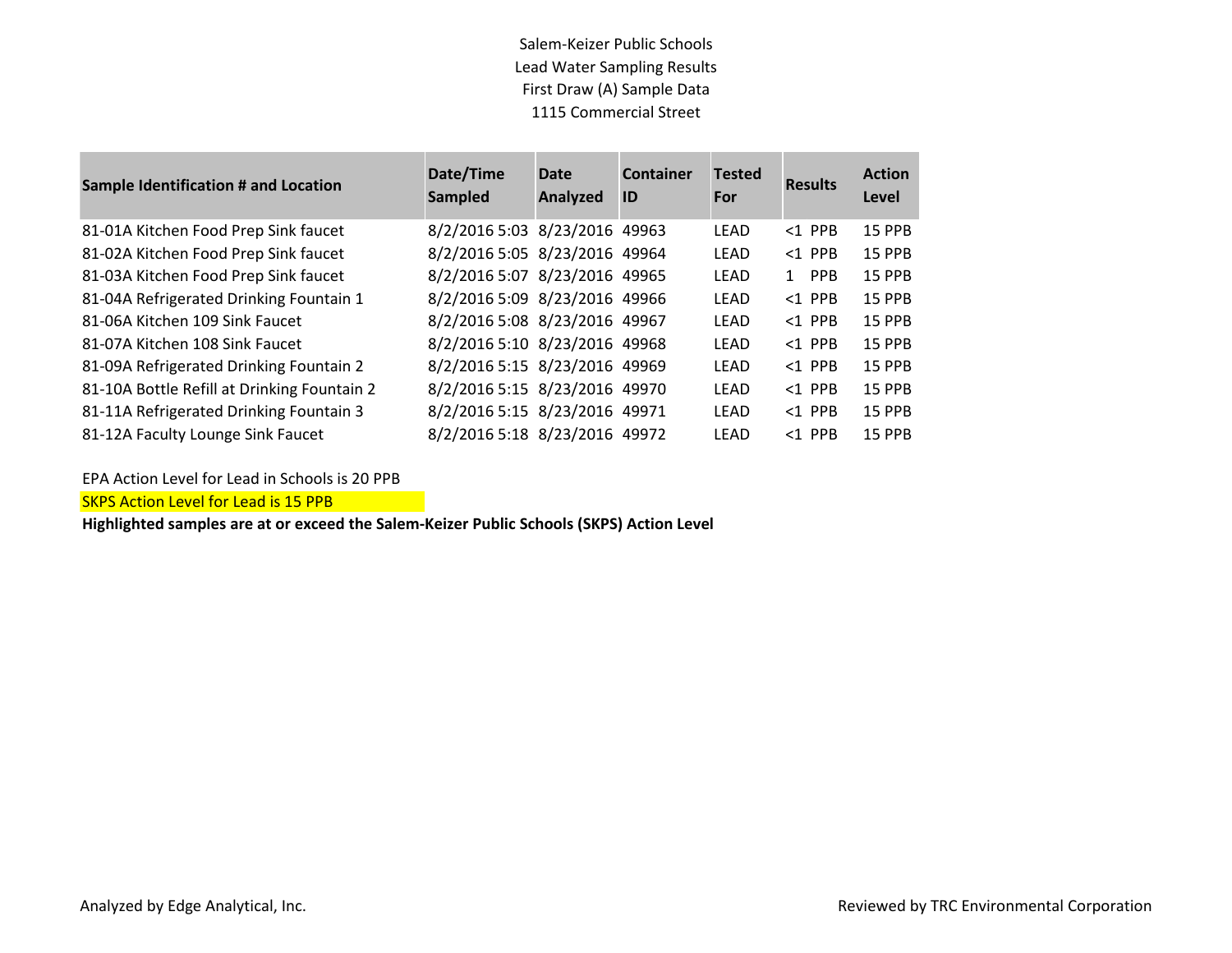Salem-Keizer Public Schools
Lead Water Sampling Results
First Draw (A) Sample Data
1115 Commercial Street

| Sample Identification # and Location | Date/Time Sampled | Date Analyzed | Container ID | Tested For | Results | Action Level |
|---|---|---|---|---|---|---|
| 81-01A Kitchen Food Prep Sink faucet | 8/2/2016 5:03 | 8/23/2016 | 49963 | LEAD | <1 PPB | 15 PPB |
| 81-02A Kitchen Food Prep Sink faucet | 8/2/2016 5:05 | 8/23/2016 | 49964 | LEAD | <1 PPB | 15 PPB |
| 81-03A Kitchen Food Prep Sink faucet | 8/2/2016 5:07 | 8/23/2016 | 49965 | LEAD | 1 PPB | 15 PPB |
| 81-04A Refrigerated Drinking Fountain 1 | 8/2/2016 5:09 | 8/23/2016 | 49966 | LEAD | <1 PPB | 15 PPB |
| 81-06A Kitchen 109 Sink Faucet | 8/2/2016 5:08 | 8/23/2016 | 49967 | LEAD | <1 PPB | 15 PPB |
| 81-07A Kitchen 108 Sink Faucet | 8/2/2016 5:10 | 8/23/2016 | 49968 | LEAD | <1 PPB | 15 PPB |
| 81-09A Refrigerated Drinking Fountain 2 | 8/2/2016 5:15 | 8/23/2016 | 49969 | LEAD | <1 PPB | 15 PPB |
| 81-10A Bottle Refill at Drinking Fountain 2 | 8/2/2016 5:15 | 8/23/2016 | 49970 | LEAD | <1 PPB | 15 PPB |
| 81-11A Refrigerated Drinking Fountain 3 | 8/2/2016 5:15 | 8/23/2016 | 49971 | LEAD | <1 PPB | 15 PPB |
| 81-12A Faculty Lounge Sink Faucet | 8/2/2016 5:18 | 8/23/2016 | 49972 | LEAD | <1 PPB | 15 PPB |

EPA Action Level for Lead in Schools is 20 PPB

SKPS Action Level for Lead is 15 PPB

**Highlighted samples are at or exceed the Salem-Keizer Public Schools (SKPS) Action Level**

Analyzed by Edge Analytical, Inc.

Reviewed by TRC Environmental Corporation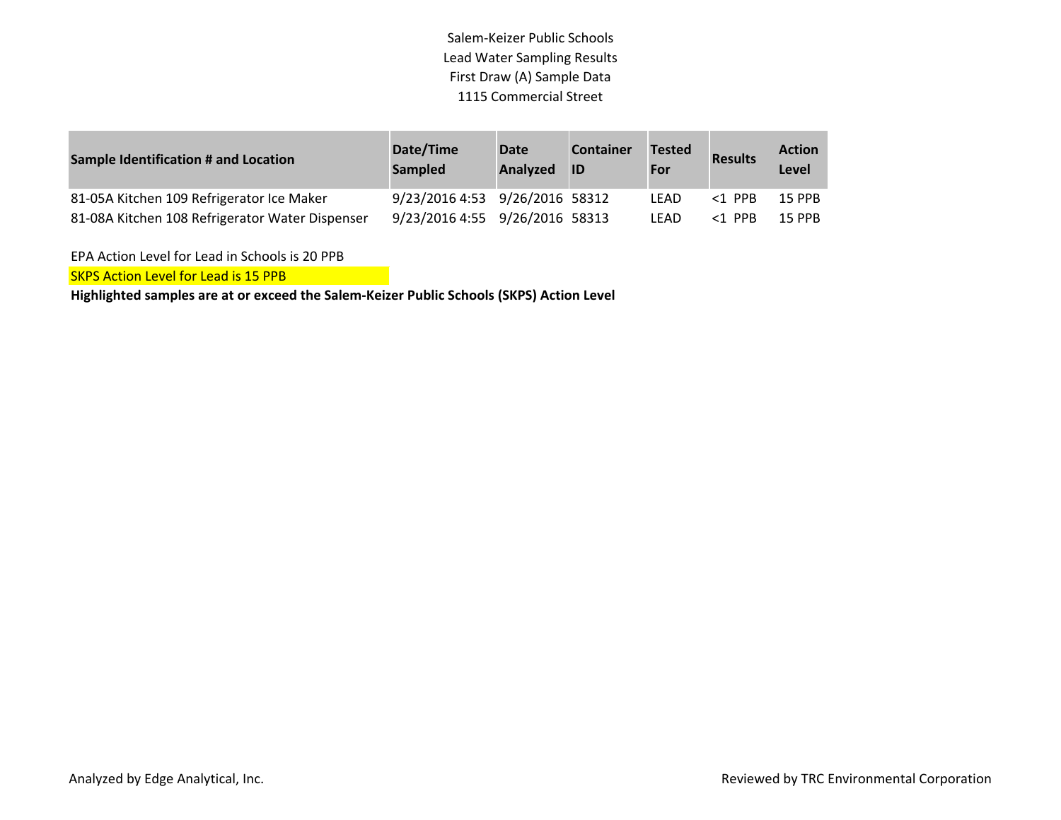Salem-Keizer Public Schools
Lead Water Sampling Results
First Draw (A) Sample Data
1115 Commercial Street

| Sample Identification # and Location | Date/Time Sampled | Date Analyzed | Container ID | Tested For | Results | Action Level |
|---|---|---|---|---|---|---|
| 81-05A Kitchen 109 Refrigerator Ice Maker | 9/23/2016 4:53 | 9/26/2016 | 58312 | LEAD | <1 PPB | 15 PPB |
| 81-08A Kitchen 108 Refrigerator Water Dispenser | 9/23/2016 4:55 | 9/26/2016 | 58313 | LEAD | <1 PPB | 15 PPB |

EPA Action Level for Lead in Schools is 20 PPB

SKPS Action Level for Lead is 15 PPB

**Highlighted samples are at or exceed the Salem-Keizer Public Schools (SKPS) Action Level**

Analyzed by Edge Analytical, Inc.

Reviewed by TRC Environmental Corporation